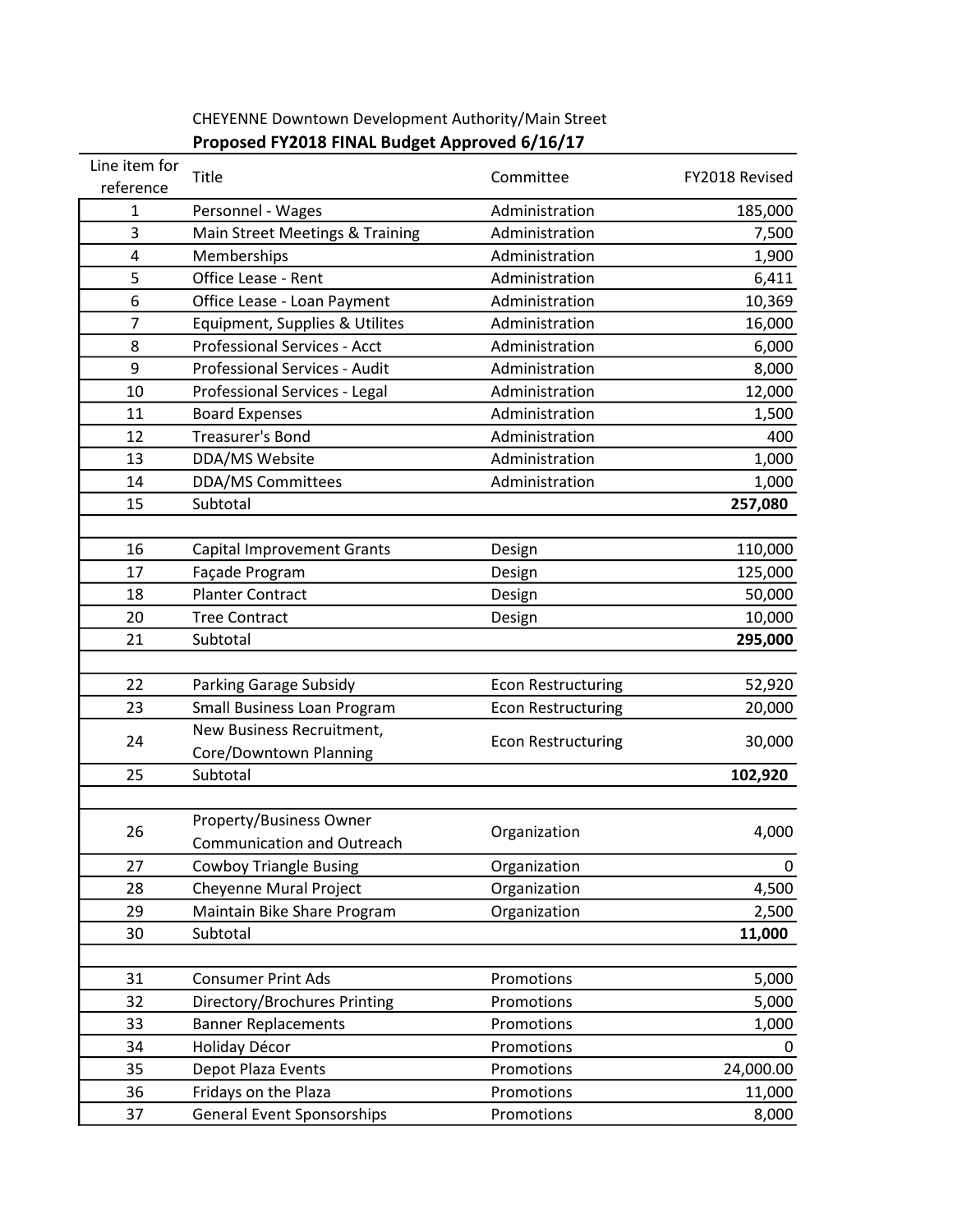CHEYENNE Downtown Development Authority/Main Street

## Proposed FY2018 FINAL Budget Approved 6/16/17

| Line item for reference | Title | Committee | FY2018 Revised |
|---|---|---|---|
| 1 | Personnel - Wages | Administration | 185,000 |
| 3 | Main Street Meetings & Training | Administration | 7,500 |
| 4 | Memberships | Administration | 1,900 |
| 5 | Office Lease - Rent | Administration | 6,411 |
| 6 | Office Lease - Loan Payment | Administration | 10,369 |
| 7 | Equipment, Supplies & Utilites | Administration | 16,000 |
| 8 | Professional Services - Acct | Administration | 6,000 |
| 9 | Professional Services - Audit | Administration | 8,000 |
| 10 | Professional Services - Legal | Administration | 12,000 |
| 11 | Board Expenses | Administration | 1,500 |
| 12 | Treasurer's Bond | Administration | 400 |
| 13 | DDA/MS Website | Administration | 1,000 |
| 14 | DDA/MS Committees | Administration | 1,000 |
| 15 | Subtotal | | **257,080** |
| | | | |
| 16 | Capital Improvement Grants | Design | 110,000 |
| 17 | Façade Program | Design | 125,000 |
| 18 | Planter Contract | Design | 50,000 |
| 20 | Tree Contract | Design | 10,000 |
| 21 | Subtotal | | **295,000** |
| | | | |
| 22 | Parking Garage Subsidy | Econ Restructuring | 52,920 |
| 23 | Small Business Loan Program | Econ Restructuring | 20,000 |
| 24 | New Business Recruitment, Core/Downtown Planning | Econ Restructuring | 30,000 |
| 25 | Subtotal | | **102,920** |
| | | | |
| 26 | Property/Business Owner Communication and Outreach | Organization | 4,000 |
| 27 | Cowboy Triangle Busing | Organization | 0 |
| 28 | Cheyenne Mural Project | Organization | 4,500 |
| 29 | Maintain Bike Share Program | Organization | 2,500 |
| 30 | Subtotal | | **11,000** |
| | | | |
| 31 | Consumer Print Ads | Promotions | 5,000 |
| 32 | Directory/Brochures Printing | Promotions | 5,000 |
| 33 | Banner Replacements | Promotions | 1,000 |
| 34 | Holiday Décor | Promotions | 0 |
| 35 | Depot Plaza Events | Promotions | 24,000.00 |
| 36 | Fridays on the Plaza | Promotions | 11,000 |
| 37 | General Event Sponsorships | Promotions | 8,000 |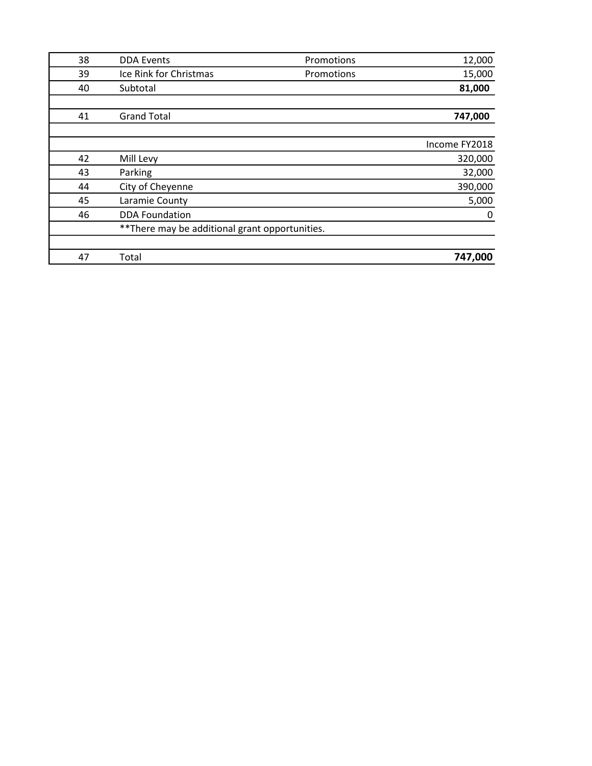| | | | |
|---|---|---|---|
| 38 | DDA Events | Promotions | 12,000 |
| 39 | Ice Rink for Christmas | Promotions | 15,000 |
| 40 | Subtotal | | **81,000** |
| | | | |
| 41 | Grand Total | | **747,000** |
| | | | |
| | | | Income FY2018 |
| 42 | Mill Levy | | 320,000 |
| 43 | Parking | | 32,000 |
| 44 | City of Cheyenne | | 390,000 |
| 45 | Laramie County | | 5,000 |
| 46 | DDA Foundation | | 0 |
| | **There may be additional grant opportunities. | | |
| | | | |
| 47 | Total | | **747,000** |